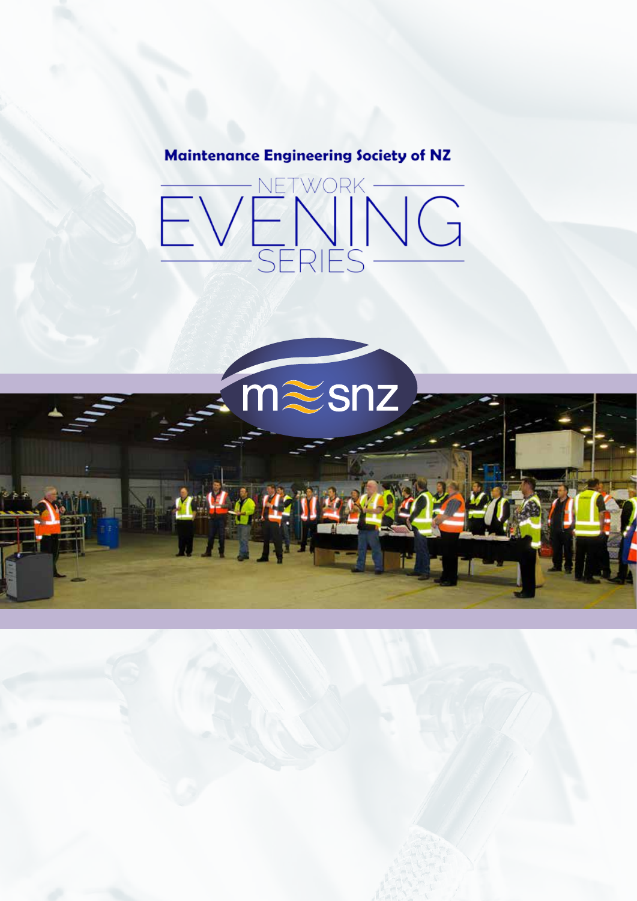**Maintenance Engineering Society of NZ**

# NETWORK EVENING SERIES

mesnz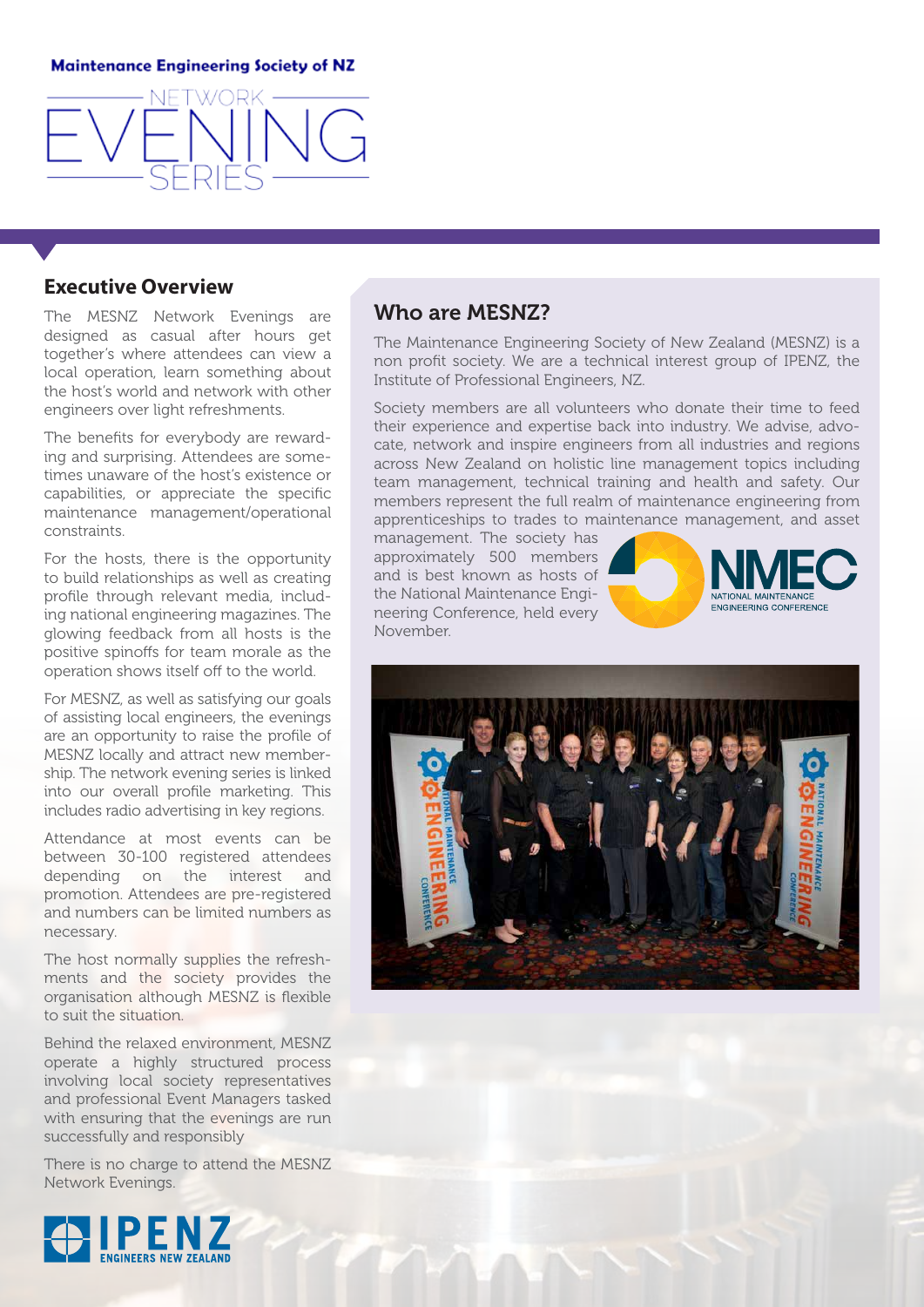Maintenance Engineering Society of NZ

# NETWORK EVENING SERIES

## Executive Overview

The MESNZ Network Evenings are designed as casual after hours get together's where attendees can view a local operation, learn something about the host's world and network with other engineers over light refreshments.

The benefits for everybody are rewarding and surprising. Attendees are sometimes unaware of the host's existence or capabilities, or appreciate the specific maintenance management/operational constraints.

For the hosts, there is the opportunity to build relationships as well as creating profile through relevant media, including national engineering magazines. The glowing feedback from all hosts is the positive spinoffs for team morale as the operation shows itself off to the world.

For MESNZ, as well as satisfying our goals of assisting local engineers, the evenings are an opportunity to raise the profile of MESNZ locally and attract new membership. The network evening series is linked into our overall profile marketing. This includes radio advertising in key regions.

Attendance at most events can be between 30-100 registered attendees depending on the interest and promotion. Attendees are pre-registered and numbers can be limited numbers as necessary.

The host normally supplies the refreshments and the society provides the organisation although MESNZ is flexible to suit the situation.

Behind the relaxed environment, MESNZ operate a highly structured process involving local society representatives and professional Event Managers tasked with ensuring that the evenings are run successfully and responsibly

There is no charge to attend the MESNZ Network Evenings.

IPENZ ENGINEERS NEW ZEALAND

## Who are MESNZ?

The Maintenance Engineering Society of New Zealand (MESNZ) is a non profit society. We are a technical interest group of IPENZ, the Institute of Professional Engineers, NZ.

Society members are all volunteers who donate their time to feed their experience and expertise back into industry. We advise, advocate, network and inspire engineers from all industries and regions across New Zealand on holistic line management topics including team management, technical training and health and safety. Our members represent the full realm of maintenance engineering from apprenticeships to trades to maintenance management, and asset management. The society has approximately 500 members and is best known as hosts of the National Maintenance Engineering Conference, held every November.

NMEC NATIONAL MAINTENANCE ENGINEERING CONFERENCE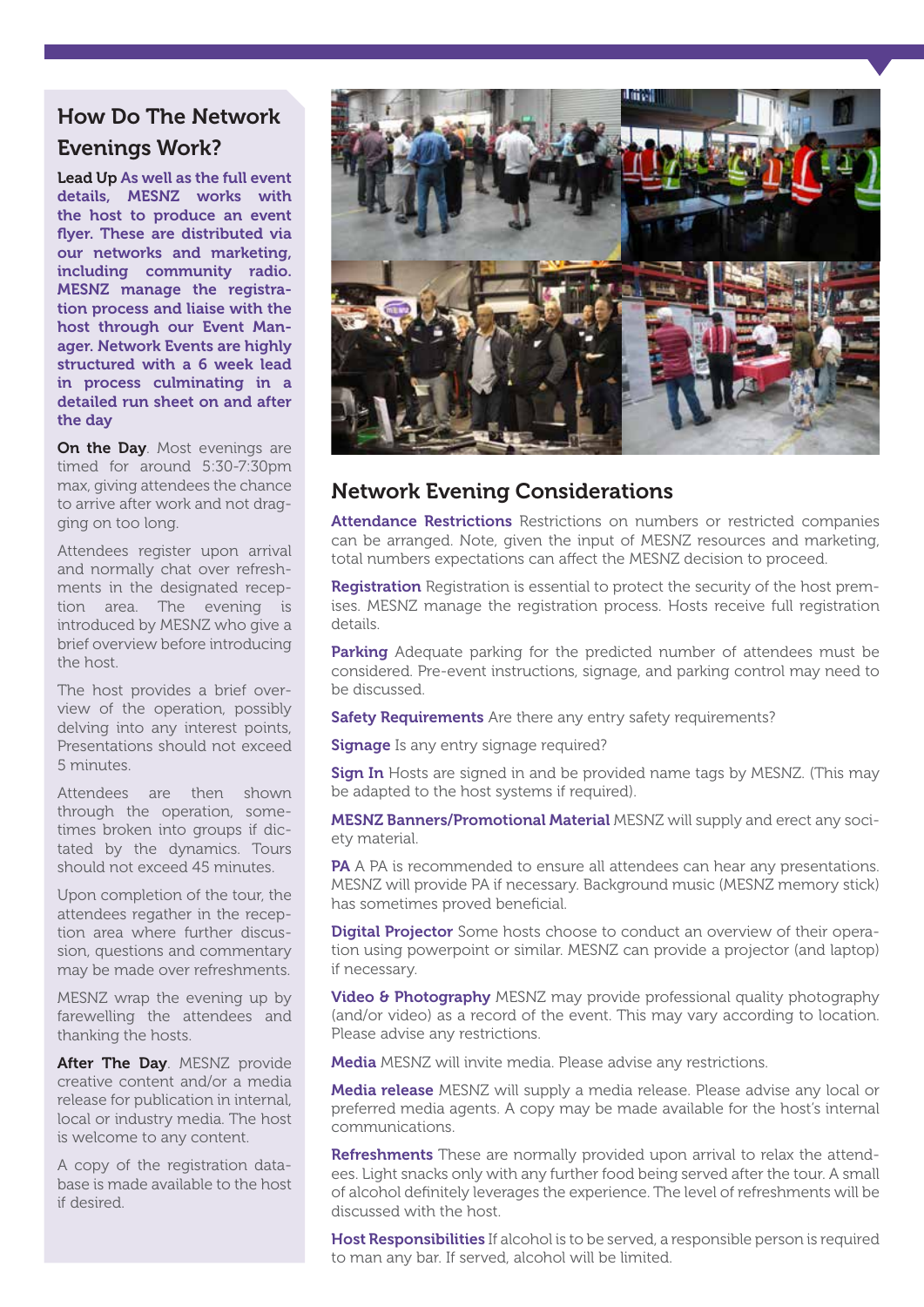## How Do The Network Evenings Work?

**Lead Up** **As well as the full event details, MESNZ works with the host to produce an event flyer. These are distributed via our networks and marketing, including community radio. MESNZ manage the registration process and liaise with the host through our Event Manager. Network Events are highly structured with a 6 week lead in process culminating in a detailed run sheet on and after the day**

**On the Day**. Most evenings are timed for around 5:30-7:30pm max, giving attendees the chance to arrive after work and not dragging on too long.

Attendees register upon arrival and normally chat over refreshments in the designated reception area. The evening is introduced by MESNZ who give a brief overview before introducing the host.

The host provides a brief overview of the operation, possibly delving into any interest points, Presentations should not exceed 5 minutes.

Attendees are then shown through the operation, sometimes broken into groups if dictated by the dynamics. Tours should not exceed 45 minutes.

Upon completion of the tour, the attendees regather in the reception area where further discussion, questions and commentary may be made over refreshments.

MESNZ wrap the evening up by farewelling the attendees and thanking the hosts.

**After The Day**. MESNZ provide creative content and/or a media release for publication in internal, local or industry media. The host is welcome to any content.

A copy of the registration database is made available to the host if desired.

## Network Evening Considerations

**Attendance Restrictions** Restrictions on numbers or restricted companies can be arranged. Note, given the input of MESNZ resources and marketing, total numbers expectations can affect the MESNZ decision to proceed.

**Registration** Registration is essential to protect the security of the host premises. MESNZ manage the registration process. Hosts receive full registration details.

**Parking** Adequate parking for the predicted number of attendees must be considered. Pre-event instructions, signage, and parking control may need to be discussed.

**Safety Requirements** Are there any entry safety requirements?

**Signage** Is any entry signage required?

**Sign In** Hosts are signed in and be provided name tags by MESNZ. (This may be adapted to the host systems if required).

**MESNZ Banners/Promotional Material** MESNZ will supply and erect any society material.

**PA** A PA is recommended to ensure all attendees can hear any presentations. MESNZ will provide PA if necessary. Background music (MESNZ memory stick) has sometimes proved beneficial.

**Digital Projector** Some hosts choose to conduct an overview of their operation using powerpoint or similar. MESNZ can provide a projector (and laptop) if necessary.

**Video & Photography** MESNZ may provide professional quality photography (and/or video) as a record of the event. This may vary according to location. Please advise any restrictions.

**Media** MESNZ will invite media. Please advise any restrictions.

**Media release** MESNZ will supply a media release. Please advise any local or preferred media agents. A copy may be made available for the host's internal communications.

**Refreshments** These are normally provided upon arrival to relax the attendees. Light snacks only with any further food being served after the tour. A small of alcohol definitely leverages the experience. The level of refreshments will be discussed with the host.

**Host Responsibilities** If alcohol is to be served, a responsible person is required to man any bar. If served, alcohol will be limited.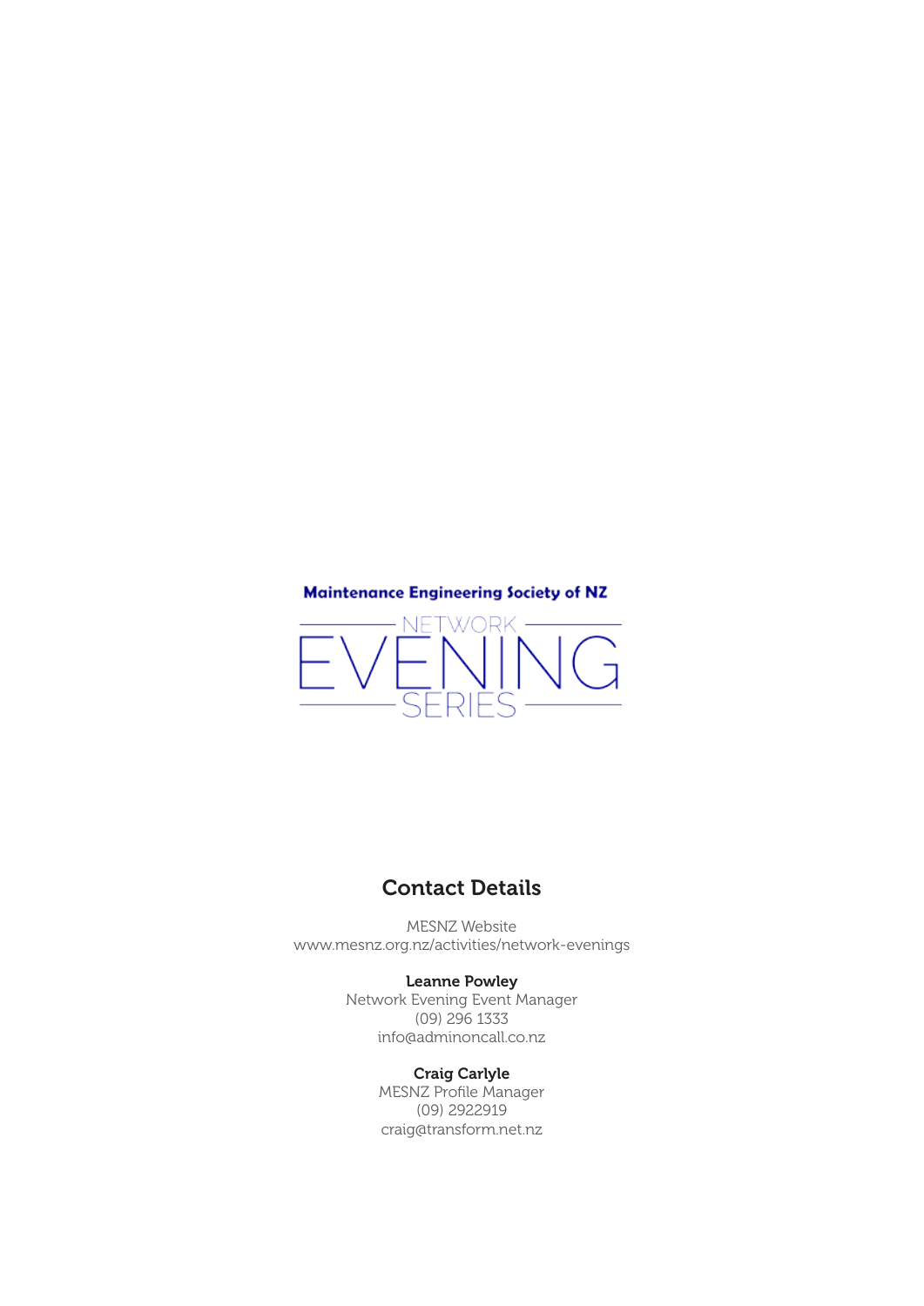Maintenance Engineering Society of NZ

NETWORK

EVENING

SERIES

## Contact Details

MESNZ Website
www.mesnz.org.nz/activities/network-evenings

**Leanne Powley**
Network Evening Event Manager
(09) 296 1333
info@adminoncall.co.nz

**Craig Carlyle**
MESNZ Profile Manager
(09) 2922919
craig@transform.net.nz